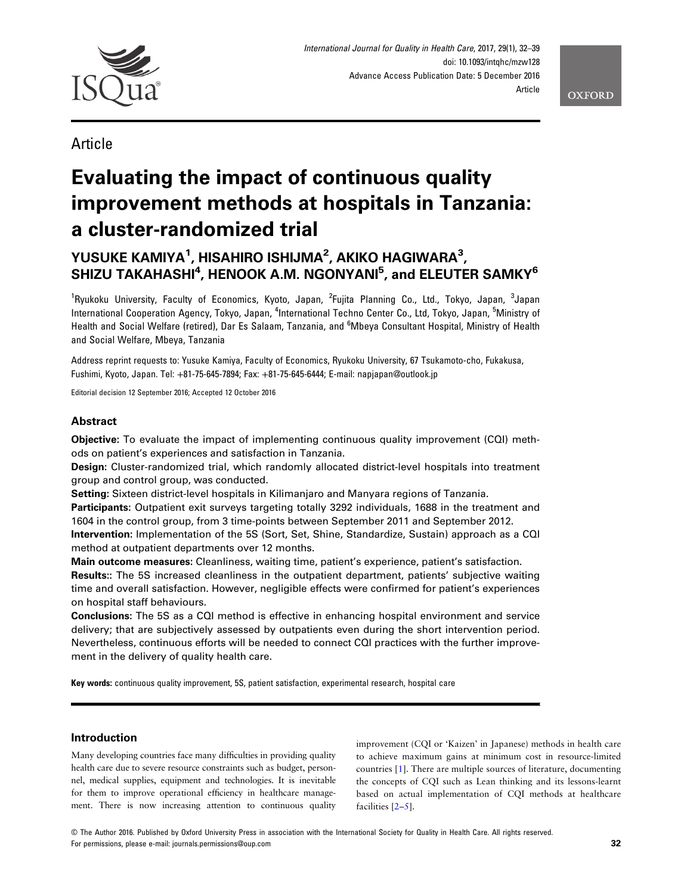Article

# Evaluating the impact of continuous quality improvement methods at hospitals in Tanzania: a cluster-randomized trial

**YUSUKE KAMIYA[1], HISAHIRO ISHIJMA[2], AKIKO HAGIWARA[3], SHIZU TAKAHASHI[4], HENOOK A.M. NGONYANI[5], and ELEUTER SAMKY[6]**

[1]Ryukoku University, Faculty of Economics, Kyoto, Japan, [2]Fujita Planning Co., Ltd., Tokyo, Japan, [3]Japan International Cooperation Agency, Tokyo, Japan, [4]International Techno Center Co., Ltd, Tokyo, Japan, [5]Ministry of Health and Social Welfare (retired), Dar Es Salaam, Tanzania, and [6]Mbeya Consultant Hospital, Ministry of Health and Social Welfare, Mbeya, Tanzania

Address reprint requests to: Yusuke Kamiya, Faculty of Economics, Ryukoku University, 67 Tsukamoto-cho, Fukakusa, Fushimi, Kyoto, Japan. Tel: +81-75-645-7894; Fax: +81-75-645-6444; E-mail: napjapan@outlook.jp

Editorial decision 12 September 2016; Accepted 12 October 2016

## Abstract

**Objective:** To evaluate the impact of implementing continuous quality improvement (CQI) methods on patient's experiences and satisfaction in Tanzania.

**Design:** Cluster-randomized trial, which randomly allocated district-level hospitals into treatment group and control group, was conducted.

**Setting:** Sixteen district-level hospitals in Kilimanjaro and Manyara regions of Tanzania.

**Participants:** Outpatient exit surveys targeting totally 3292 individuals, 1688 in the treatment and 1604 in the control group, from 3 time-points between September 2011 and September 2012.

**Intervention:** Implementation of the 5S (Sort, Set, Shine, Standardize, Sustain) approach as a CQI method at outpatient departments over 12 months.

**Main outcome measures:** Cleanliness, waiting time, patient's experience, patient's satisfaction.

**Results::** The 5S increased cleanliness in the outpatient department, patients' subjective waiting time and overall satisfaction. However, negligible effects were confirmed for patient's experiences on hospital staff behaviours.

**Conclusions:** The 5S as a CQI method is effective in enhancing hospital environment and service delivery; that are subjectively assessed by outpatients even during the short intervention period. Nevertheless, continuous efforts will be needed to connect CQI practices with the further improvement in the delivery of quality health care.

**Key words:** continuous quality improvement, 5S, patient satisfaction, experimental research, hospital care

## Introduction

Many developing countries face many difficulties in providing quality health care due to severe resource constraints such as budget, personnel, medical supplies, equipment and technologies. It is inevitable for them to improve operational efficiency in healthcare management. There is now increasing attention to continuous quality improvement (CQI or 'Kaizen' in Japanese) methods in health care to achieve maximum gains at minimum cost in resource-limited countries [1]. There are multiple sources of literature, documenting the concepts of CQI such as Lean thinking and its lessons-learnt based on actual implementation of CQI methods at healthcare facilities [2–5].

© The Author 2016. Published by Oxford University Press in association with the International Society for Quality in Health Care. All rights reserved. For permissions, please e-mail: journals.permissions@oup.com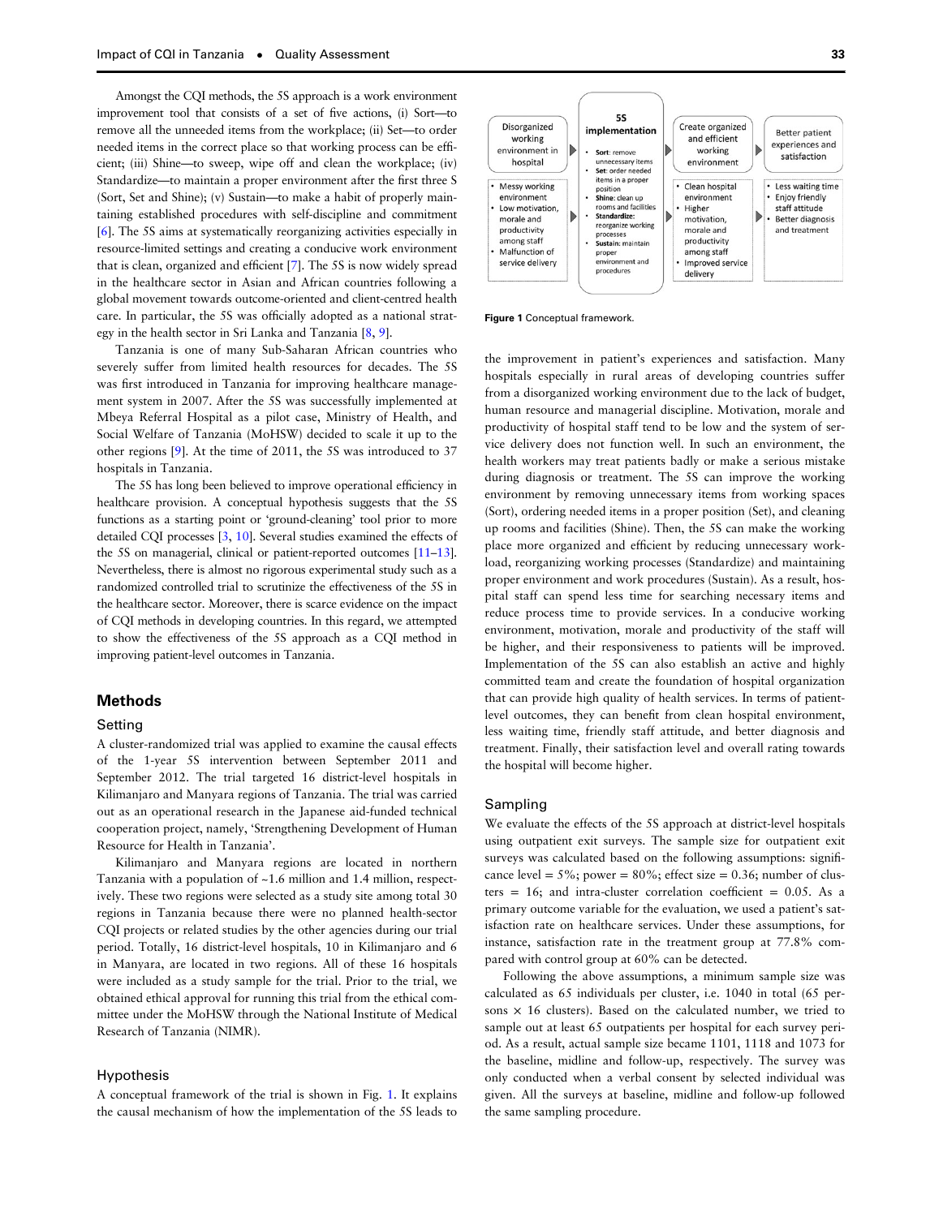Amongst the CQI methods, the 5S approach is a work environment improvement tool that consists of a set of five actions, (i) Sort—to remove all the unneeded items from the workplace; (ii) Set—to order needed items in the correct place so that working process can be efficient; (iii) Shine—to sweep, wipe off and clean the workplace; (iv) Standardize—to maintain a proper environment after the first three S (Sort, Set and Shine); (v) Sustain—to make a habit of properly maintaining established procedures with self-discipline and commitment [6]. The 5S aims at systematically reorganizing activities especially in resource-limited settings and creating a conducive work environment that is clean, organized and efficient [7]. The 5S is now widely spread in the healthcare sector in Asian and African countries following a global movement towards outcome-oriented and client-centred health care. In particular, the 5S was officially adopted as a national strategy in the health sector in Sri Lanka and Tanzania [8, 9].

Tanzania is one of many Sub-Saharan African countries who severely suffer from limited health resources for decades. The 5S was first introduced in Tanzania for improving healthcare management system in 2007. After the 5S was successfully implemented at Mbeya Referral Hospital as a pilot case, Ministry of Health, and Social Welfare of Tanzania (MoHSW) decided to scale it up to the other regions [9]. At the time of 2011, the 5S was introduced to 37 hospitals in Tanzania.

The 5S has long been believed to improve operational efficiency in healthcare provision. A conceptual hypothesis suggests that the 5S functions as a starting point or 'ground-cleaning' tool prior to more detailed CQI processes [3, 10]. Several studies examined the effects of the 5S on managerial, clinical or patient-reported outcomes [11–13]. Nevertheless, there is almost no rigorous experimental study such as a randomized controlled trial to scrutinize the effectiveness of the 5S in the healthcare sector. Moreover, there is scarce evidence on the impact of CQI methods in developing countries. In this regard, we attempted to show the effectiveness of the 5S approach as a CQI method in improving patient-level outcomes in Tanzania.

## Methods

### Setting

A cluster-randomized trial was applied to examine the causal effects of the 1-year 5S intervention between September 2011 and September 2012. The trial targeted 16 district-level hospitals in Kilimanjaro and Manyara regions of Tanzania. The trial was carried out as an operational research in the Japanese aid-funded technical cooperation project, namely, 'Strengthening Development of Human Resource for Health in Tanzania'.

Kilimanjaro and Manyara regions are located in northern Tanzania with a population of ~1.6 million and 1.4 million, respectively. These two regions were selected as a study site among total 30 regions in Tanzania because there were no planned health-sector CQI projects or related studies by the other agencies during our trial period. Totally, 16 district-level hospitals, 10 in Kilimanjaro and 6 in Manyara, are located in two regions. All of these 16 hospitals were included as a study sample for the trial. Prior to the trial, we obtained ethical approval for running this trial from the ethical committee under the MoHSW through the National Institute of Medical Research of Tanzania (NIMR).

### Hypothesis

A conceptual framework of the trial is shown in Fig. 1. It explains the causal mechanism of how the implementation of the 5S leads to the improvement in patient's experiences and satisfaction. Many hospitals especially in rural areas of developing countries suffer from a disorganized working environment due to the lack of budget, human resource and managerial discipline. Motivation, morale and productivity of hospital staff tend to be low and the system of service delivery does not function well. In such an environment, the health workers may treat patients badly or make a serious mistake during diagnosis or treatment. The 5S can improve the working environment by removing unnecessary items from working spaces (Sort), ordering needed items in a proper position (Set), and cleaning up rooms and facilities (Shine). Then, the 5S can make the working place more organized and efficient by reducing unnecessary workload, reorganizing working processes (Standardize) and maintaining proper environment and work procedures (Sustain). As a result, hospital staff can spend less time for searching necessary items and reduce process time to provide services. In a conducive working environment, motivation, morale and productivity of the staff will be higher, and their responsiveness to patients will be improved. Implementation of the 5S can also establish an active and highly committed team and create the foundation of hospital organization that can provide high quality of health services. In terms of patient-level outcomes, they can benefit from clean hospital environment, less waiting time, friendly staff attitude, and better diagnosis and treatment. Finally, their satisfaction level and overall rating towards the hospital will become higher.

| Disorganized working environment in hospital | 5S implementation | Create organized and efficient working environment | Better patient experiences and satisfaction |
|---|---|---|---|
| • Messy working environment<br>• Low motivation, morale and productivity among staff<br>• Malfunction of service delivery | • Sort: remove unnecessary items<br>• Set: order needed items in a proper position<br>• Shine: clean up rooms and facilities<br>• Standardize: reorganize working processes<br>• Sustain: maintain proper environment and procedures | • Clean hospital environment<br>• Higher motivation, morale and productivity among staff<br>• Improved service delivery | • Less waiting time<br>• Enjoy friendly staff attitude<br>• Better diagnosis and treatment |

**Figure 1** Conceptual framework.

### Sampling

We evaluate the effects of the 5S approach at district-level hospitals using outpatient exit surveys. The sample size for outpatient exit surveys was calculated based on the following assumptions: significance level = 5%; power = 80%; effect size = 0.36; number of clusters = 16; and intra-cluster correlation coefficient = 0.05. As a primary outcome variable for the evaluation, we used a patient's satisfaction rate on healthcare services. Under these assumptions, for instance, satisfaction rate in the treatment group at 77.8% compared with control group at 60% can be detected.

Following the above assumptions, a minimum sample size was calculated as 65 individuals per cluster, i.e. 1040 in total (65 persons × 16 clusters). Based on the calculated number, we tried to sample out at least 65 outpatients per hospital for each survey period. As a result, actual sample size became 1101, 1118 and 1073 for the baseline, midline and follow-up, respectively. The survey was only conducted when a verbal consent by selected individual was given. All the surveys at baseline, midline and follow-up followed the same sampling procedure.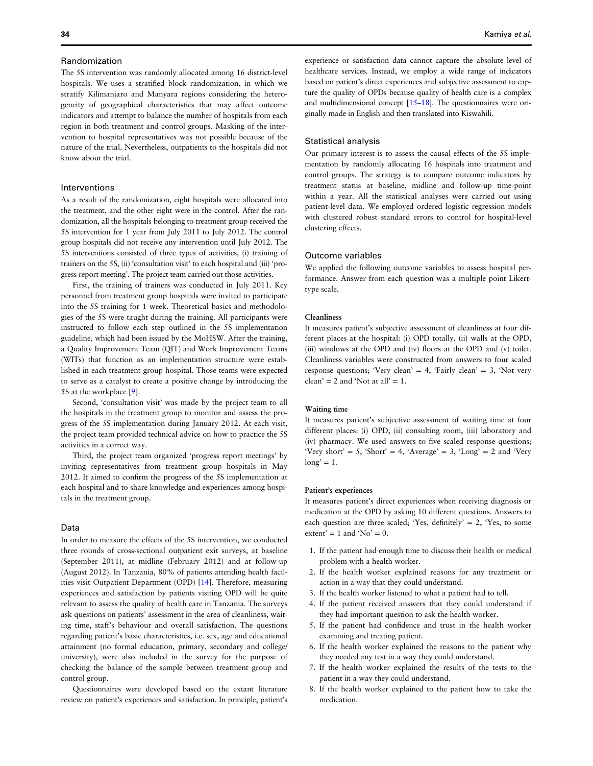## Randomization

The 5S intervention was randomly allocated among 16 district-level hospitals. We uses a stratified block randomization, in which we stratify Kilimanjaro and Manyara regions considering the heterogeneity of geographical characteristics that may affect outcome indicators and attempt to balance the number of hospitals from each region in both treatment and control groups. Masking of the intervention to hospital representatives was not possible because of the nature of the trial. Nevertheless, outpatients to the hospitals did not know about the trial.

## Interventions

As a result of the randomization, eight hospitals were allocated into the treatment, and the other eight were in the control. After the randomization, all the hospitals belonging to treatment group received the 5S intervention for 1 year from July 2011 to July 2012. The control group hospitals did not receive any intervention until July 2012. The 5S interventions consisted of three types of activities, (i) training of trainers on the 5S, (ii) 'consultation visit' to each hospital and (iii) 'progress report meeting'. The project team carried out those activities.

First, the training of trainers was conducted in July 2011. Key personnel from treatment group hospitals were invited to participate into the 5S training for 1 week. Theoretical basics and methodologies of the 5S were taught during the training. All participants were instructed to follow each step outlined in the 5S implementation guideline, which had been issued by the MoHSW. After the training, a Quality Improvement Team (QIT) and Work Improvement Teams (WITs) that function as an implementation structure were established in each treatment group hospital. Those teams were expected to serve as a catalyst to create a positive change by introducing the 5S at the workplace [9].

Second, 'consultation visit' was made by the project team to all the hospitals in the treatment group to monitor and assess the progress of the 5S implementation during January 2012. At each visit, the project team provided technical advice on how to practice the 5S activities in a correct way.

Third, the project team organized 'progress report meetings' by inviting representatives from treatment group hospitals in May 2012. It aimed to confirm the progress of the 5S implementation at each hospital and to share knowledge and experiences among hospitals in the treatment group.

## Data

In order to measure the effects of the 5S intervention, we conducted three rounds of cross-sectional outpatient exit surveys, at baseline (September 2011), at midline (February 2012) and at follow-up (August 2012). In Tanzania, 80% of patients attending health facilities visit Outpatient Department (OPD) [14]. Therefore, measuring experiences and satisfaction by patients visiting OPD will be quite relevant to assess the quality of health care in Tanzania. The surveys ask questions on patients' assessment in the area of cleanliness, waiting time, staff's behaviour and overall satisfaction. The questions regarding patient's basic characteristics, i.e. sex, age and educational attainment (no formal education, primary, secondary and college/university), were also included in the survey for the purpose of checking the balance of the sample between treatment group and control group.

Questionnaires were developed based on the extant literature review on patient's experiences and satisfaction. In principle, patient's experience or satisfaction data cannot capture the absolute level of healthcare services. Instead, we employ a wide range of indicators based on patient's direct experiences and subjective assessment to capture the quality of OPDs because quality of health care is a complex and multidimensional concept [15–18]. The questionnaires were originally made in English and then translated into Kiswahili.

## Statistical analysis

Our primary interest is to assess the causal effects of the 5S implementation by randomly allocating 16 hospitals into treatment and control groups. The strategy is to compare outcome indicators by treatment status at baseline, midline and follow-up time-point within a year. All the statistical analyses were carried out using patient-level data. We employed ordered logistic regression models with clustered robust standard errors to control for hospital-level clustering effects.

## Outcome variables

We applied the following outcome variables to assess hospital performance. Answer from each question was a multiple point Likert-type scale.

#### Cleanliness

It measures patient's subjective assessment of cleanliness at four different places at the hospital: (i) OPD totally, (ii) walls at the OPD, (iii) windows at the OPD and (iv) floors at the OPD and (v) toilet. Cleanliness variables were constructed from answers to four scaled response questions; 'Very clean' = 4, 'Fairly clean' = 3, 'Not very clean' = 2 and 'Not at all' = 1.

#### Waiting time

It measures patient's subjective assessment of waiting time at four different places: (i) OPD, (ii) consulting room, (iii) laboratory and (iv) pharmacy. We used answers to five scaled response questions; 'Very short' = 5, 'Short' = 4, 'Average' = 3, 'Long' = 2 and 'Very long' = 1.

#### Patient's experiences

It measures patient's direct experiences when receiving diagnosis or medication at the OPD by asking 10 different questions. Answers to each question are three scaled; 'Yes, definitely' = 2, 'Yes, to some extent' = 1 and 'No' = 0.

1. If the patient had enough time to discuss their health or medical problem with a health worker.
2. If the health worker explained reasons for any treatment or action in a way that they could understand.
3. If the health worker listened to what a patient had to tell.
4. If the patient received answers that they could understand if they had important question to ask the health worker.
5. If the patient had confidence and trust in the health worker examining and treating patient.
6. If the health worker explained the reasons to the patient why they needed any test in a way they could understand.
7. If the health worker explained the results of the tests to the patient in a way they could understand.
8. If the health worker explained to the patient how to take the medication.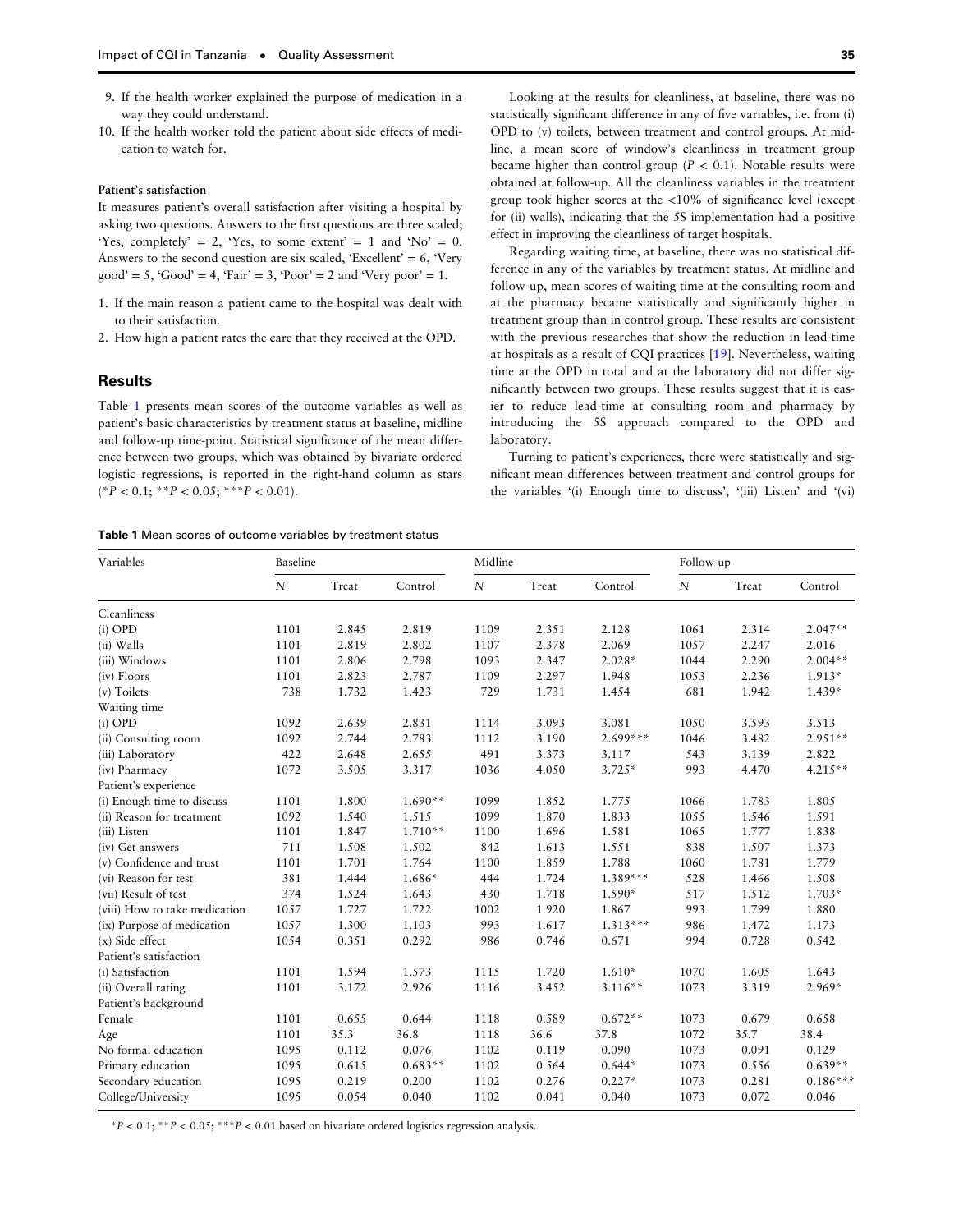9. If the health worker explained the purpose of medication in a way they could understand.
10. If the health worker told the patient about side effects of medication to watch for.

#### Patient's satisfaction

It measures patient's overall satisfaction after visiting a hospital by asking two questions. Answers to the first questions are three scaled; 'Yes, completely' = 2, 'Yes, to some extent' = 1 and 'No' = 0. Answers to the second question are six scaled, 'Excellent' = 6, 'Very good' = 5, 'Good' = 4, 'Fair' = 3, 'Poor' = 2 and 'Very poor' = 1.

1. If the main reason a patient came to the hospital was dealt with to their satisfaction.
2. How high a patient rates the care that they received at the OPD.

## Results

Table 1 presents mean scores of the outcome variables as well as patient's basic characteristics by treatment status at baseline, midline and follow-up time-point. Statistical significance of the mean difference between two groups, which was obtained by bivariate ordered logistic regressions, is reported in the right-hand column as stars (*$P < 0.1$; **$P < 0.05$; ***$P < 0.01$).

**Table 1** Mean scores of outcome variables by treatment status

| Variables | Baseline | | | Midline | | | Follow-up | | |
|---|---|---|---|---|---|---|---|---|---|
| | N | Treat | Control | N | Treat | Control | N | Treat | Control |
| Cleanliness | | | | | | | | | |
| (i) OPD | 1101 | 2.845 | 2.819 | 1109 | 2.351 | 2.128 | 1061 | 2.314 | 2.047** |
| (ii) Walls | 1101 | 2.819 | 2.802 | 1107 | 2.378 | 2.069 | 1057 | 2.247 | 2.016 |
| (iii) Windows | 1101 | 2.806 | 2.798 | 1093 | 2.347 | 2.028* | 1044 | 2.290 | 2.004** |
| (iv) Floors | 1101 | 2.823 | 2.787 | 1109 | 2.297 | 1.948 | 1053 | 2.236 | 1.913* |
| (v) Toilets | 738 | 1.732 | 1.423 | 729 | 1.731 | 1.454 | 681 | 1.942 | 1.439* |
| Waiting time | | | | | | | | | |
| (i) OPD | 1092 | 2.639 | 2.831 | 1114 | 3.093 | 3.081 | 1050 | 3.593 | 3.513 |
| (ii) Consulting room | 1092 | 2.744 | 2.783 | 1112 | 3.190 | 2.699*** | 1046 | 3.482 | 2.951** |
| (iii) Laboratory | 422 | 2.648 | 2.655 | 491 | 3.373 | 3.117 | 543 | 3.139 | 2.822 |
| (iv) Pharmacy | 1072 | 3.505 | 3.317 | 1036 | 4.050 | 3.725* | 993 | 4.470 | 4.215** |
| Patient's experience | | | | | | | | | |
| (i) Enough time to discuss | 1101 | 1.800 | 1.690** | 1099 | 1.852 | 1.775 | 1066 | 1.783 | 1.805 |
| (ii) Reason for treatment | 1092 | 1.540 | 1.515 | 1099 | 1.870 | 1.833 | 1055 | 1.546 | 1.591 |
| (iii) Listen | 1101 | 1.847 | 1.710** | 1100 | 1.696 | 1.581 | 1065 | 1.777 | 1.838 |
| (iv) Get answers | 711 | 1.508 | 1.502 | 842 | 1.613 | 1.551 | 838 | 1.507 | 1.373 |
| (v) Confidence and trust | 1101 | 1.701 | 1.764 | 1100 | 1.859 | 1.788 | 1060 | 1.781 | 1.779 |
| (vi) Reason for test | 381 | 1.444 | 1.686* | 444 | 1.724 | 1.389*** | 528 | 1.466 | 1.508 |
| (vii) Result of test | 374 | 1.524 | 1.643 | 430 | 1.718 | 1.590* | 517 | 1.512 | 1.703* |
| (viii) How to take medication | 1057 | 1.727 | 1.722 | 1002 | 1.920 | 1.867 | 993 | 1.799 | 1.880 |
| (ix) Purpose of medication | 1057 | 1.300 | 1.103 | 993 | 1.617 | 1.313*** | 986 | 1.472 | 1.173 |
| (x) Side effect | 1054 | 0.351 | 0.292 | 986 | 0.746 | 0.671 | 994 | 0.728 | 0.542 |
| Patient's satisfaction | | | | | | | | | |
| (i) Satisfaction | 1101 | 1.594 | 1.573 | 1115 | 1.720 | 1.610* | 1070 | 1.605 | 1.643 |
| (ii) Overall rating | 1101 | 3.172 | 2.926 | 1116 | 3.452 | 3.116** | 1073 | 3.319 | 2.969* |
| Patient's background | | | | | | | | | |
| Female | 1101 | 0.655 | 0.644 | 1118 | 0.589 | 0.672** | 1073 | 0.679 | 0.658 |
| Age | 1101 | 35.3 | 36.8 | 1118 | 36.6 | 37.8 | 1072 | 35.7 | 38.4 |
| No formal education | 1095 | 0.112 | 0.076 | 1102 | 0.119 | 0.090 | 1073 | 0.091 | 0.129 |
| Primary education | 1095 | 0.615 | 0.683** | 1102 | 0.564 | 0.644* | 1073 | 0.556 | 0.639** |
| Secondary education | 1095 | 0.219 | 0.200 | 1102 | 0.276 | 0.227* | 1073 | 0.281 | 0.186*** |
| College/University | 1095 | 0.054 | 0.040 | 1102 | 0.041 | 0.040 | 1073 | 0.072 | 0.046 |

*$P < 0.1$; **$P < 0.05$; ***$P < 0.01$ based on bivariate ordered logistics regression analysis.

Looking at the results for cleanliness, at baseline, there was no statistically significant difference in any of five variables, i.e. from (i) OPD to (v) toilets, between treatment and control groups. At midline, a mean score of window's cleanliness in treatment group became higher than control group ($P < 0.1$). Notable results were obtained at follow-up. All the cleanliness variables in the treatment group took higher scores at the <10% of significance level (except for (ii) walls), indicating that the 5S implementation had a positive effect in improving the cleanliness of target hospitals.

Regarding waiting time, at baseline, there was no statistical difference in any of the variables by treatment status. At midline and follow-up, mean scores of waiting time at the consulting room and at the pharmacy became statistically and significantly higher in treatment group than in control group. These results are consistent with the previous researches that show the reduction in lead-time at hospitals as a result of CQI practices [19]. Nevertheless, waiting time at the OPD in total and at the laboratory did not differ significantly between two groups. These results suggest that it is easier to reduce lead-time at consulting room and pharmacy by introducing the 5S approach compared to the OPD and laboratory.

Turning to patient's experiences, there were statistically and significant mean differences between treatment and control groups for the variables '(i) Enough time to discuss', '(iii) Listen' and '(vi)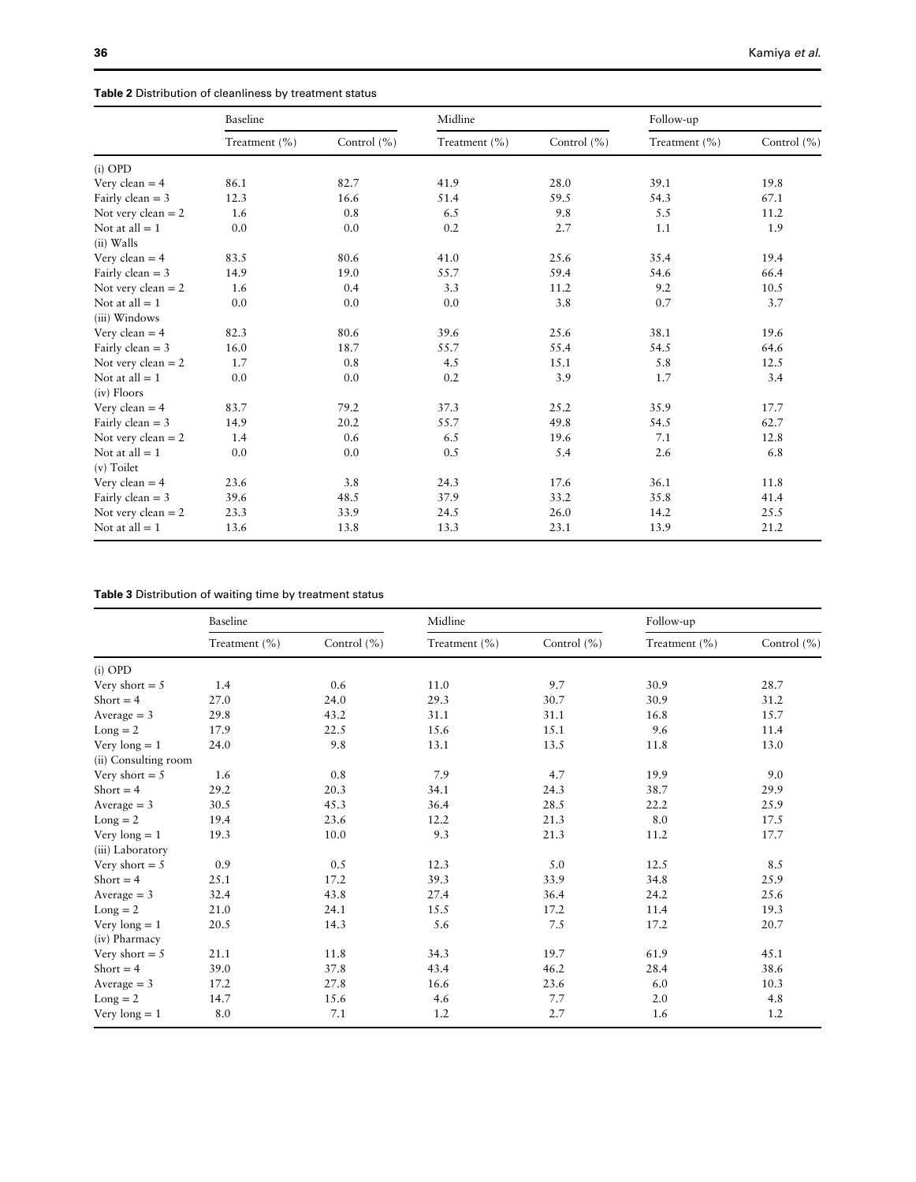**Table 2** Distribution of cleanliness by treatment status

| | Baseline | | Midline | | Follow-up | |
|---|---|---|---|---|---|---|
| | Treatment (%) | Control (%) | Treatment (%) | Control (%) | Treatment (%) | Control (%) |
| (i) OPD | | | | | | |
| Very clean = 4 | 86.1 | 82.7 | 41.9 | 28.0 | 39.1 | 19.8 |
| Fairly clean = 3 | 12.3 | 16.6 | 51.4 | 59.5 | 54.3 | 67.1 |
| Not very clean = 2 | 1.6 | 0.8 | 6.5 | 9.8 | 5.5 | 11.2 |
| Not at all = 1 | 0.0 | 0.0 | 0.2 | 2.7 | 1.1 | 1.9 |
| (ii) Walls | | | | | | |
| Very clean = 4 | 83.5 | 80.6 | 41.0 | 25.6 | 35.4 | 19.4 |
| Fairly clean = 3 | 14.9 | 19.0 | 55.7 | 59.4 | 54.6 | 66.4 |
| Not very clean = 2 | 1.6 | 0.4 | 3.3 | 11.2 | 9.2 | 10.5 |
| Not at all = 1 | 0.0 | 0.0 | 0.0 | 3.8 | 0.7 | 3.7 |
| (iii) Windows | | | | | | |
| Very clean = 4 | 82.3 | 80.6 | 39.6 | 25.6 | 38.1 | 19.6 |
| Fairly clean = 3 | 16.0 | 18.7 | 55.7 | 55.4 | 54.5 | 64.6 |
| Not very clean = 2 | 1.7 | 0.8 | 4.5 | 15.1 | 5.8 | 12.5 |
| Not at all = 1 | 0.0 | 0.0 | 0.2 | 3.9 | 1.7 | 3.4 |
| (iv) Floors | | | | | | |
| Very clean = 4 | 83.7 | 79.2 | 37.3 | 25.2 | 35.9 | 17.7 |
| Fairly clean = 3 | 14.9 | 20.2 | 55.7 | 49.8 | 54.5 | 62.7 |
| Not very clean = 2 | 1.4 | 0.6 | 6.5 | 19.6 | 7.1 | 12.8 |
| Not at all = 1 | 0.0 | 0.0 | 0.5 | 5.4 | 2.6 | 6.8 |
| (v) Toilet | | | | | | |
| Very clean = 4 | 23.6 | 3.8 | 24.3 | 17.6 | 36.1 | 11.8 |
| Fairly clean = 3 | 39.6 | 48.5 | 37.9 | 33.2 | 35.8 | 41.4 |
| Not very clean = 2 | 23.3 | 33.9 | 24.5 | 26.0 | 14.2 | 25.5 |
| Not at all = 1 | 13.6 | 13.8 | 13.3 | 23.1 | 13.9 | 21.2 |

**Table 3** Distribution of waiting time by treatment status

| | Baseline | | Midline | | Follow-up | |
|---|---|---|---|---|---|---|
| | Treatment (%) | Control (%) | Treatment (%) | Control (%) | Treatment (%) | Control (%) |
| (i) OPD | | | | | | |
| Very short = 5 | 1.4 | 0.6 | 11.0 | 9.7 | 30.9 | 28.7 |
| Short = 4 | 27.0 | 24.0 | 29.3 | 30.7 | 30.9 | 31.2 |
| Average = 3 | 29.8 | 43.2 | 31.1 | 31.1 | 16.8 | 15.7 |
| Long = 2 | 17.9 | 22.5 | 15.6 | 15.1 | 9.6 | 11.4 |
| Very long = 1 | 24.0 | 9.8 | 13.1 | 13.5 | 11.8 | 13.0 |
| (ii) Consulting room | | | | | | |
| Very short = 5 | 1.6 | 0.8 | 7.9 | 4.7 | 19.9 | 9.0 |
| Short = 4 | 29.2 | 20.3 | 34.1 | 24.3 | 38.7 | 29.9 |
| Average = 3 | 30.5 | 45.3 | 36.4 | 28.5 | 22.2 | 25.9 |
| Long = 2 | 19.4 | 23.6 | 12.2 | 21.3 | 8.0 | 17.5 |
| Very long = 1 | 19.3 | 10.0 | 9.3 | 21.3 | 11.2 | 17.7 |
| (iii) Laboratory | | | | | | |
| Very short = 5 | 0.9 | 0.5 | 12.3 | 5.0 | 12.5 | 8.5 |
| Short = 4 | 25.1 | 17.2 | 39.3 | 33.9 | 34.8 | 25.9 |
| Average = 3 | 32.4 | 43.8 | 27.4 | 36.4 | 24.2 | 25.6 |
| Long = 2 | 21.0 | 24.1 | 15.5 | 17.2 | 11.4 | 19.3 |
| Very long = 1 | 20.5 | 14.3 | 5.6 | 7.5 | 17.2 | 20.7 |
| (iv) Pharmacy | | | | | | |
| Very short = 5 | 21.1 | 11.8 | 34.3 | 19.7 | 61.9 | 45.1 |
| Short = 4 | 39.0 | 37.8 | 43.4 | 46.2 | 28.4 | 38.6 |
| Average = 3 | 17.2 | 27.8 | 16.6 | 23.6 | 6.0 | 10.3 |
| Long = 2 | 14.7 | 15.6 | 4.6 | 7.7 | 2.0 | 4.8 |
| Very long = 1 | 8.0 | 7.1 | 1.2 | 2.7 | 1.6 | 1.2 |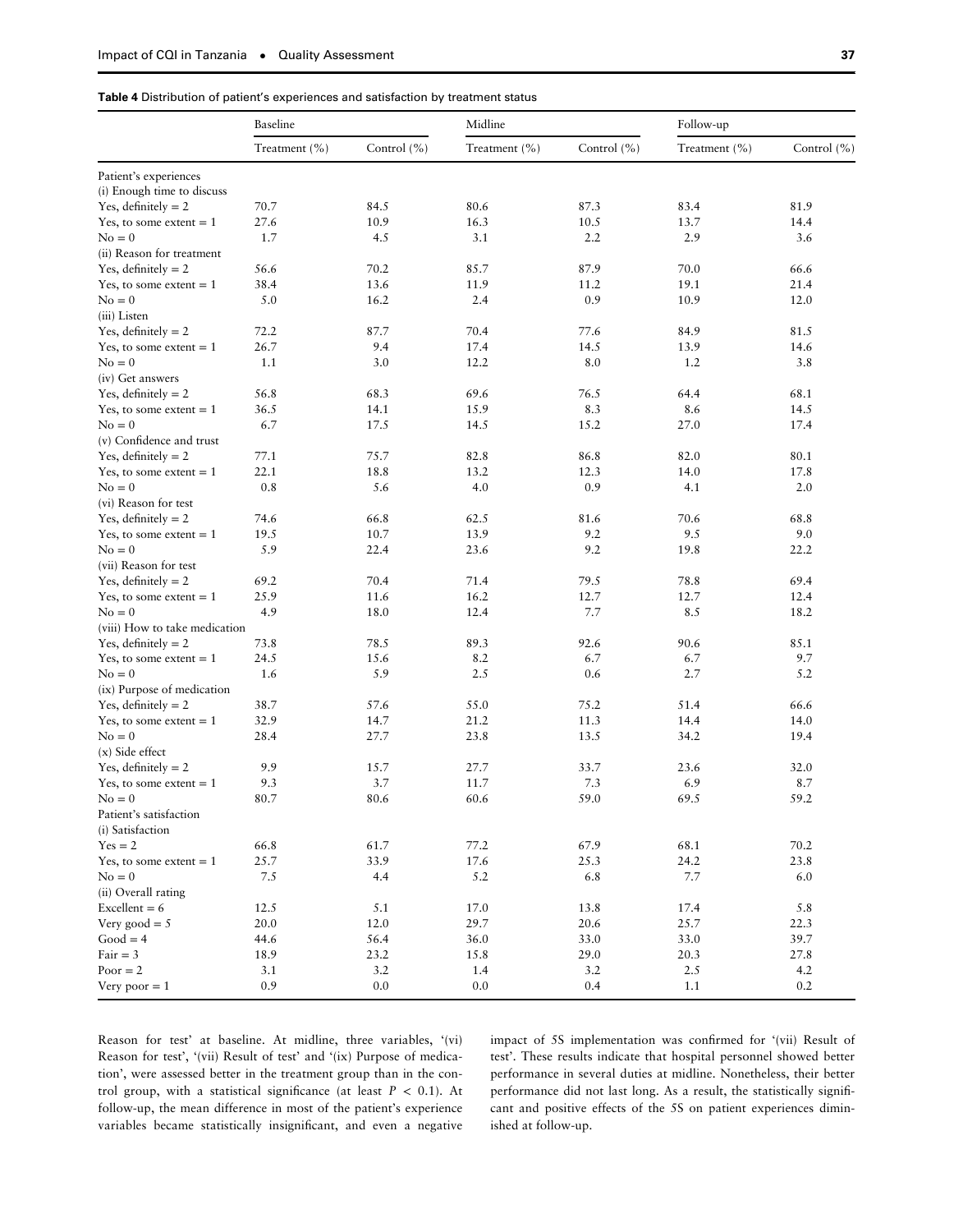**Table 4** Distribution of patient's experiences and satisfaction by treatment status

| | Baseline | | Midline | | Follow-up | |
|---|---|---|---|---|---|---|
| | Treatment (%) | Control (%) | Treatment (%) | Control (%) | Treatment (%) | Control (%) |
| Patient's experiences | | | | | | |
| (i) Enough time to discuss | | | | | | |
| Yes, definitely = 2 | 70.7 | 84.5 | 80.6 | 87.3 | 83.4 | 81.9 |
| Yes, to some extent = 1 | 27.6 | 10.9 | 16.3 | 10.5 | 13.7 | 14.4 |
| No = 0 | 1.7 | 4.5 | 3.1 | 2.2 | 2.9 | 3.6 |
| (ii) Reason for treatment | | | | | | |
| Yes, definitely = 2 | 56.6 | 70.2 | 85.7 | 87.9 | 70.0 | 66.6 |
| Yes, to some extent = 1 | 38.4 | 13.6 | 11.9 | 11.2 | 19.1 | 21.4 |
| No = 0 | 5.0 | 16.2 | 2.4 | 0.9 | 10.9 | 12.0 |
| (iii) Listen | | | | | | |
| Yes, definitely = 2 | 72.2 | 87.7 | 70.4 | 77.6 | 84.9 | 81.5 |
| Yes, to some extent = 1 | 26.7 | 9.4 | 17.4 | 14.5 | 13.9 | 14.6 |
| No = 0 | 1.1 | 3.0 | 12.2 | 8.0 | 1.2 | 3.8 |
| (iv) Get answers | | | | | | |
| Yes, definitely = 2 | 56.8 | 68.3 | 69.6 | 76.5 | 64.4 | 68.1 |
| Yes, to some extent = 1 | 36.5 | 14.1 | 15.9 | 8.3 | 8.6 | 14.5 |
| No = 0 | 6.7 | 17.5 | 14.5 | 15.2 | 27.0 | 17.4 |
| (v) Confidence and trust | | | | | | |
| Yes, definitely = 2 | 77.1 | 75.7 | 82.8 | 86.8 | 82.0 | 80.1 |
| Yes, to some extent = 1 | 22.1 | 18.8 | 13.2 | 12.3 | 14.0 | 17.8 |
| No = 0 | 0.8 | 5.6 | 4.0 | 0.9 | 4.1 | 2.0 |
| (vi) Reason for test | | | | | | |
| Yes, definitely = 2 | 74.6 | 66.8 | 62.5 | 81.6 | 70.6 | 68.8 |
| Yes, to some extent = 1 | 19.5 | 10.7 | 13.9 | 9.2 | 9.5 | 9.0 |
| No = 0 | 5.9 | 22.4 | 23.6 | 9.2 | 19.8 | 22.2 |
| (vii) Reason for test | | | | | | |
| Yes, definitely = 2 | 69.2 | 70.4 | 71.4 | 79.5 | 78.8 | 69.4 |
| Yes, to some extent = 1 | 25.9 | 11.6 | 16.2 | 12.7 | 12.7 | 12.4 |
| No = 0 | 4.9 | 18.0 | 12.4 | 7.7 | 8.5 | 18.2 |
| (viii) How to take medication | | | | | | |
| Yes, definitely = 2 | 73.8 | 78.5 | 89.3 | 92.6 | 90.6 | 85.1 |
| Yes, to some extent = 1 | 24.5 | 15.6 | 8.2 | 6.7 | 6.7 | 9.7 |
| No = 0 | 1.6 | 5.9 | 2.5 | 0.6 | 2.7 | 5.2 |
| (ix) Purpose of medication | | | | | | |
| Yes, definitely = 2 | 38.7 | 57.6 | 55.0 | 75.2 | 51.4 | 66.6 |
| Yes, to some extent = 1 | 32.9 | 14.7 | 21.2 | 11.3 | 14.4 | 14.0 |
| No = 0 | 28.4 | 27.7 | 23.8 | 13.5 | 34.2 | 19.4 |
| (x) Side effect | | | | | | |
| Yes, definitely = 2 | 9.9 | 15.7 | 27.7 | 33.7 | 23.6 | 32.0 |
| Yes, to some extent = 1 | 9.3 | 3.7 | 11.7 | 7.3 | 6.9 | 8.7 |
| No = 0 | 80.7 | 80.6 | 60.6 | 59.0 | 69.5 | 59.2 |
| Patient's satisfaction | | | | | | |
| (i) Satisfaction | | | | | | |
| Yes = 2 | 66.8 | 61.7 | 77.2 | 67.9 | 68.1 | 70.2 |
| Yes, to some extent = 1 | 25.7 | 33.9 | 17.6 | 25.3 | 24.2 | 23.8 |
| No = 0 | 7.5 | 4.4 | 5.2 | 6.8 | 7.7 | 6.0 |
| (ii) Overall rating | | | | | | |
| Excellent = 6 | 12.5 | 5.1 | 17.0 | 13.8 | 17.4 | 5.8 |
| Very good = 5 | 20.0 | 12.0 | 29.7 | 20.6 | 25.7 | 22.3 |
| Good = 4 | 44.6 | 56.4 | 36.0 | 33.0 | 33.0 | 39.7 |
| Fair = 3 | 18.9 | 23.2 | 15.8 | 29.0 | 20.3 | 27.8 |
| Poor = 2 | 3.1 | 3.2 | 1.4 | 3.2 | 2.5 | 4.2 |
| Very poor = 1 | 0.9 | 0.0 | 0.0 | 0.4 | 1.1 | 0.2 |

Reason for test' at baseline. At midline, three variables, '(vi) Reason for test', '(vii) Result of test' and '(ix) Purpose of medication', were assessed better in the treatment group than in the control group, with a statistical significance (at least $P < 0.1$). At follow-up, the mean difference in most of the patient's experience variables became statistically insignificant, and even a negative impact of 5S implementation was confirmed for '(vii) Result of test'. These results indicate that hospital personnel showed better performance in several duties at midline. Nonetheless, their better performance did not last long. As a result, the statistically significant and positive effects of the 5S on patient experiences diminished at follow-up.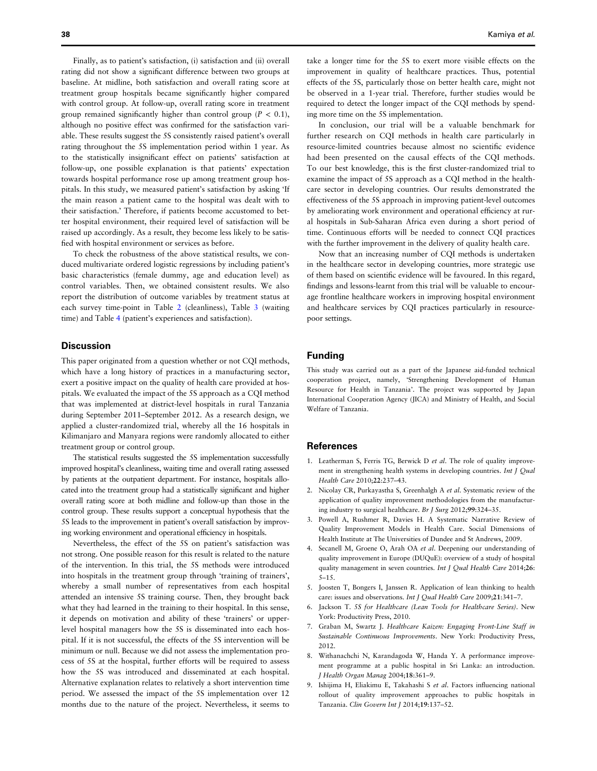Finally, as to patient's satisfaction, (i) satisfaction and (ii) overall rating did not show a significant difference between two groups at baseline. At midline, both satisfaction and overall rating score at treatment group hospitals became significantly higher compared with control group. At follow-up, overall rating score in treatment group remained significantly higher than control group ($P < 0.1$), although no positive effect was confirmed for the satisfaction variable. These results suggest the 5S consistently raised patient's overall rating throughout the 5S implementation period within 1 year. As to the statistically insignificant effect on patients' satisfaction at follow-up, one possible explanation is that patients' expectation towards hospital performance rose up among treatment group hospitals. In this study, we measured patient's satisfaction by asking 'If the main reason a patient came to the hospital was dealt with to their satisfaction.' Therefore, if patients become accustomed to better hospital environment, their required level of satisfaction will be raised up accordingly. As a result, they become less likely to be satisfied with hospital environment or services as before.

To check the robustness of the above statistical results, we conduced multivariate ordered logistic regressions by including patient's basic characteristics (female dummy, age and education level) as control variables. Then, we obtained consistent results. We also report the distribution of outcome variables by treatment status at each survey time-point in Table 2 (cleanliness), Table 3 (waiting time) and Table 4 (patient's experiences and satisfaction).

## Discussion

This paper originated from a question whether or not CQI methods, which have a long history of practices in a manufacturing sector, exert a positive impact on the quality of health care provided at hospitals. We evaluated the impact of the 5S approach as a CQI method that was implemented at district-level hospitals in rural Tanzania during September 2011–September 2012. As a research design, we applied a cluster-randomized trial, whereby all the 16 hospitals in Kilimanjaro and Manyara regions were randomly allocated to either treatment group or control group.

The statistical results suggested the 5S implementation successfully improved hospital's cleanliness, waiting time and overall rating assessed by patients at the outpatient department. For instance, hospitals allocated into the treatment group had a statistically significant and higher overall rating score at both midline and follow-up than those in the control group. These results support a conceptual hypothesis that the 5S leads to the improvement in patient's overall satisfaction by improving working environment and operational efficiency in hospitals.

Nevertheless, the effect of the 5S on patient's satisfaction was not strong. One possible reason for this result is related to the nature of the intervention. In this trial, the 5S methods were introduced into hospitals in the treatment group through 'training of trainers', whereby a small number of representatives from each hospital attended an intensive 5S training course. Then, they brought back what they had learned in the training to their hospital. In this sense, it depends on motivation and ability of these 'trainers' or upper-level hospital managers how the 5S is disseminated into each hospital. If it is not successful, the effects of the 5S intervention will be minimum or null. Because we did not assess the implementation process of 5S at the hospital, further efforts will be required to assess how the 5S was introduced and disseminated at each hospital. Alternative explanation relates to relatively a short intervention time period. We assessed the impact of the 5S implementation over 12 months due to the nature of the project. Nevertheless, it seems to take a longer time for the 5S to exert more visible effects on the improvement in quality of healthcare practices. Thus, potential effects of the 5S, particularly those on better health care, might not be observed in a 1-year trial. Therefore, further studies would be required to detect the longer impact of the CQI methods by spending more time on the 5S implementation.

In conclusion, our trial will be a valuable benchmark for further research on CQI methods in health care particularly in resource-limited countries because almost no scientific evidence had been presented on the causal effects of the CQI methods. To our best knowledge, this is the first cluster-randomized trial to examine the impact of 5S approach as a CQI method in the healthcare sector in developing countries. Our results demonstrated the effectiveness of the 5S approach in improving patient-level outcomes by ameliorating work environment and operational efficiency at rural hospitals in Sub-Saharan Africa even during a short period of time. Continuous efforts will be needed to connect CQI practices with the further improvement in the delivery of quality health care.

Now that an increasing number of CQI methods is undertaken in the healthcare sector in developing countries, more strategic use of them based on scientific evidence will be favoured. In this regard, findings and lessons-learnt from this trial will be valuable to encourage frontline healthcare workers in improving hospital environment and healthcare services by CQI practices particularly in resource-poor settings.

## Funding

This study was carried out as a part of the Japanese aid-funded technical cooperation project, namely, 'Strengthening Development of Human Resource for Health in Tanzania'. The project was supported by Japan International Cooperation Agency (JICA) and Ministry of Health, and Social Welfare of Tanzania.

## References

1. Leatherman S, Ferris TG, Berwick D *et al*. The role of quality improvement in strengthening health systems in developing countries. *Int J Qual Health Care* 2010;**22**:237–43.
2. Nicolay CR, Purkayastha S, Greenhalgh A *et al*. Systematic review of the application of quality improvement methodologies from the manufacturing industry to surgical healthcare. *Br J Surg* 2012;**99**:324–35.
3. Powell A, Rushmer R, Davies H. A Systematic Narrative Review of Quality Improvement Models in Health Care. Social Dimensions of Health Institute at The Universities of Dundee and St Andrews, 2009.
4. Secanell M, Groene O, Arah OA *et al*. Deepening our understanding of quality improvement in Europe (DUQuE): overview of a study of hospital quality management in seven countries. *Int J Qual Health Care* 2014;**26**: 5–15.
5. Joosten T, Bongers I, Janssen R. Application of lean thinking to health care: issues and observations. *Int J Qual Health Care* 2009;**21**:341–7.
6. Jackson T. *5S for Healthcare (Lean Tools for Healthcare Series)*. New York: Productivity Press, 2010.
7. Graban M, Swartz J. *Healthcare Kaizen: Engaging Front-Line Staff in Sustainable Continuous Improvements*. New York: Productivity Press, 2012.
8. Withanachchi N, Karandagoda W, Handa Y. A performance improvement programme at a public hospital in Sri Lanka: an introduction. *J Health Organ Manag* 2004;**18**:361–9.
9. Ishijima H, Eliakimu E, Takahashi S *et al*. Factors influencing national rollout of quality improvement approaches to public hospitals in Tanzania. *Clin Govern Int J* 2014;**19**:137–52.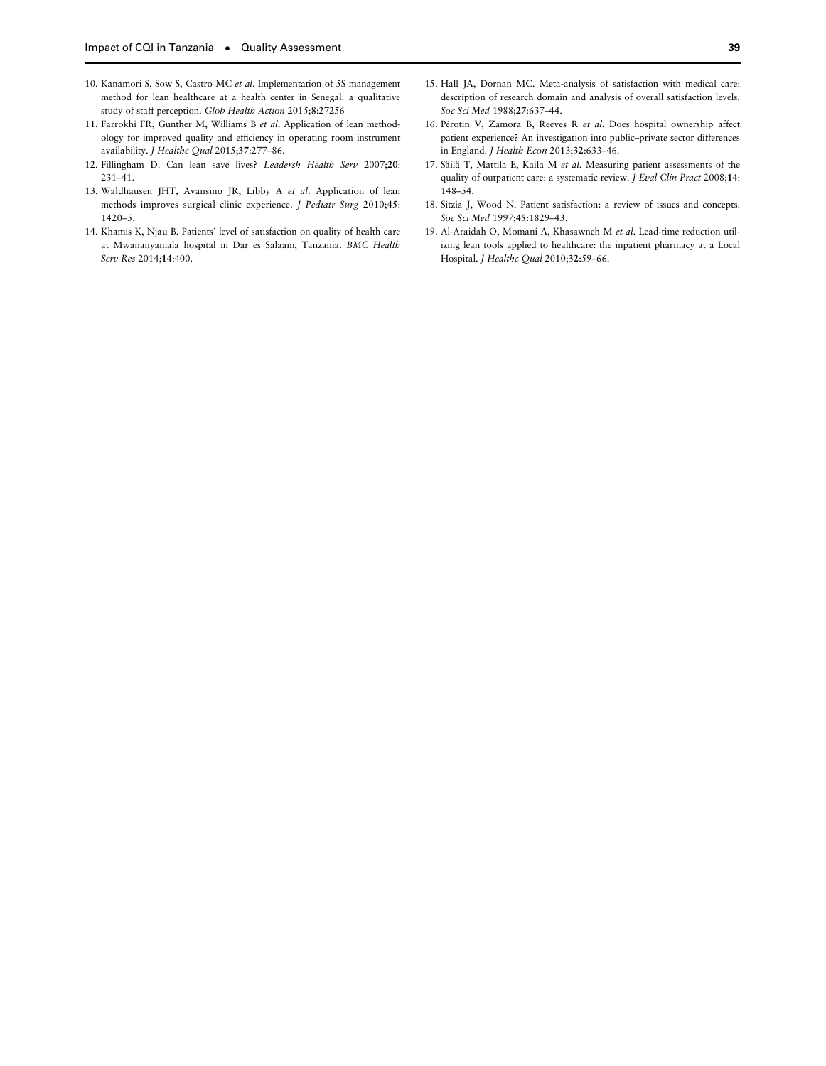10. Kanamori S, Sow S, Castro MC *et al*. Implementation of 5S management method for lean healthcare at a health center in Senegal: a qualitative study of staff perception. *Glob Health Action* 2015;**8**:27256
11. Farrokhi FR, Gunther M, Williams B *et al*. Application of lean methodology for improved quality and efficiency in operating room instrument availability. *J Healthc Qual* 2015;**37**:277–86.
12. Fillingham D. Can lean save lives? *Leadersh Health Serv* 2007;**20**: 231–41.
13. Waldhausen JHT, Avansino JR, Libby A *et al*. Application of lean methods improves surgical clinic experience. *J Pediatr Surg* 2010;**45**: 1420–5.
14. Khamis K, Njau B. Patients' level of satisfaction on quality of health care at Mwananyamala hospital in Dar es Salaam, Tanzania. *BMC Health Serv Res* 2014;**14**:400.
15. Hall JA, Dornan MC. Meta-analysis of satisfaction with medical care: description of research domain and analysis of overall satisfaction levels. *Soc Sci Med* 1988;**27**:637–44.
16. Pérotin V, Zamora B, Reeves R *et al*. Does hospital ownership affect patient experience? An investigation into public–private sector differences in England. *J Health Econ* 2013;**32**:633–46.
17. Säilä T, Mattila E, Kaila M *et al*. Measuring patient assessments of the quality of outpatient care: a systematic review. *J Eval Clin Pract* 2008;**14**: 148–54.
18. Sitzia J, Wood N. Patient satisfaction: a review of issues and concepts. *Soc Sci Med* 1997;**45**:1829–43.
19. Al-Araidah O, Momani A, Khasawneh M *et al*. Lead-time reduction utilizing lean tools applied to healthcare: the inpatient pharmacy at a Local Hospital. *J Healthc Qual* 2010;**32**:59–66.